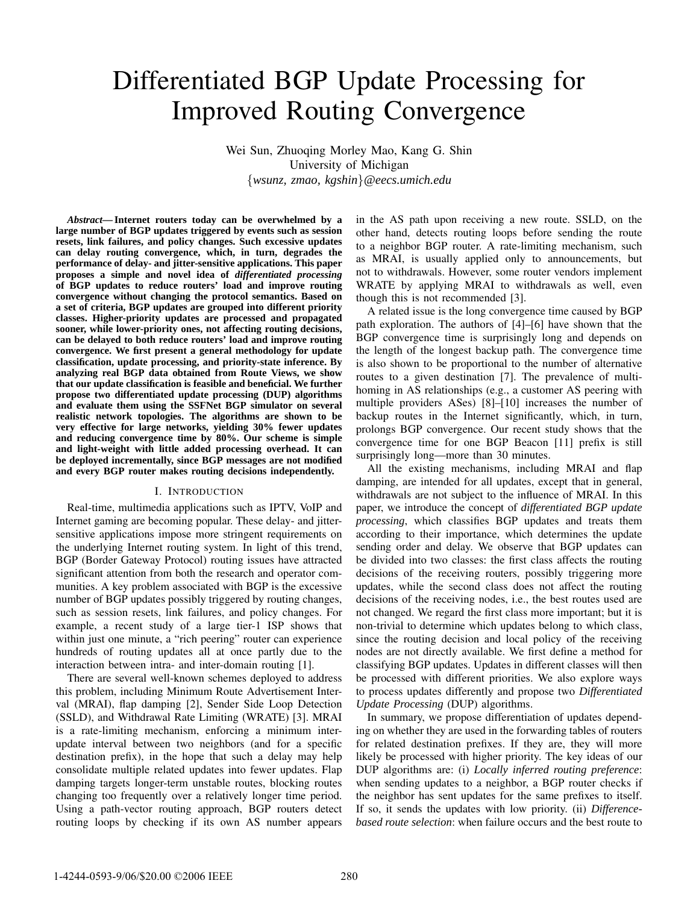# Differentiated BGP Update Processing for Improved Routing Convergence

Wei Sun, Zhuoqing Morley Mao, Kang G. Shin
University of Michigan
{*wsunz, zmao, kgshin*}*@eecs.umich.edu*

***Abstract*— Internet routers today can be overwhelmed by a large number of BGP updates triggered by events such as session resets, link failures, and policy changes. Such excessive updates can delay routing convergence, which, in turn, degrades the performance of delay- and jitter-sensitive applications. This paper proposes a simple and novel idea of *differentiated processing* of BGP updates to reduce routers' load and improve routing convergence without changing the protocol semantics. Based on a set of criteria, BGP updates are grouped into different priority classes. Higher-priority updates are processed and propagated sooner, while lower-priority ones, not affecting routing decisions, can be delayed to both reduce routers' load and improve routing convergence. We first present a general methodology for update classification, update processing, and priority-state inference. By analyzing real BGP data obtained from Route Views, we show that our update classification is feasible and beneficial. We further propose two differentiated update processing (DUP) algorithms and evaluate them using the SSFNet BGP simulator on several realistic network topologies. The algorithms are shown to be very effective for large networks, yielding 30% fewer updates and reducing convergence time by 80%. Our scheme is simple and light-weight with little added processing overhead. It can be deployed incrementally, since BGP messages are not modified and every BGP router makes routing decisions independently.**

## I. INTRODUCTION

Real-time, multimedia applications such as IPTV, VoIP and Internet gaming are becoming popular. These delay- and jitter-sensitive applications impose more stringent requirements on the underlying Internet routing system. In light of this trend, BGP (Border Gateway Protocol) routing issues have attracted significant attention from both the research and operator communities. A key problem associated with BGP is the excessive number of BGP updates possibly triggered by routing changes, such as session resets, link failures, and policy changes. For example, a recent study of a large tier-1 ISP shows that within just one minute, a "rich peering" router can experience hundreds of routing updates all at once partly due to the interaction between intra- and inter-domain routing [1].

There are several well-known schemes deployed to address this problem, including Minimum Route Advertisement Interval (MRAI), flap damping [2], Sender Side Loop Detection (SSLD), and Withdrawal Rate Limiting (WRATE) [3]. MRAI is a rate-limiting mechanism, enforcing a minimum inter-update interval between two neighbors (and for a specific destination prefix), in the hope that such a delay may help consolidate multiple related updates into fewer updates. Flap damping targets longer-term unstable routes, blocking routes changing too frequently over a relatively longer time period. Using a path-vector routing approach, BGP routers detect routing loops by checking if its own AS number appears in the AS path upon receiving a new route. SSLD, on the other hand, detects routing loops before sending the route to a neighbor BGP router. A rate-limiting mechanism, such as MRAI, is usually applied only to announcements, but not to withdrawals. However, some router vendors implement WRATE by applying MRAI to withdrawals as well, even though this is not recommended [3].

A related issue is the long convergence time caused by BGP path exploration. The authors of [4]–[6] have shown that the BGP convergence time is surprisingly long and depends on the length of the longest backup path. The convergence time is also shown to be proportional to the number of alternative routes to a given destination [7]. The prevalence of multi-homing in AS relationships (e.g., a customer AS peering with multiple providers ASes) [8]–[10] increases the number of backup routes in the Internet significantly, which, in turn, prolongs BGP convergence. Our recent study shows that the convergence time for one BGP Beacon [11] prefix is still surprisingly long—more than 30 minutes.

All the existing mechanisms, including MRAI and flap damping, are intended for all updates, except that in general, withdrawals are not subject to the influence of MRAI. In this paper, we introduce the concept of *differentiated BGP update processing*, which classifies BGP updates and treats them according to their importance, which determines the update sending order and delay. We observe that BGP updates can be divided into two classes: the first class affects the routing decisions of the receiving routers, possibly triggering more updates, while the second class does not affect the routing decisions of the receiving nodes, i.e., the best routes used are not changed. We regard the first class more important; but it is non-trivial to determine which updates belong to which class, since the routing decision and local policy of the receiving nodes are not directly available. We first define a method for classifying BGP updates. Updates in different classes will then be processed with different priorities. We also explore ways to process updates differently and propose two *Differentiated Update Processing* (DUP) algorithms.

In summary, we propose differentiation of updates depending on whether they are used in the forwarding tables of routers for related destination prefixes. If they are, they will more likely be processed with higher priority. The key ideas of our DUP algorithms are: (i) *Locally inferred routing preference*: when sending updates to a neighbor, a BGP router checks if the neighbor has sent updates for the same prefixes to itself. If so, it sends the updates with low priority. (ii) *Difference-based route selection*: when failure occurs and the best route to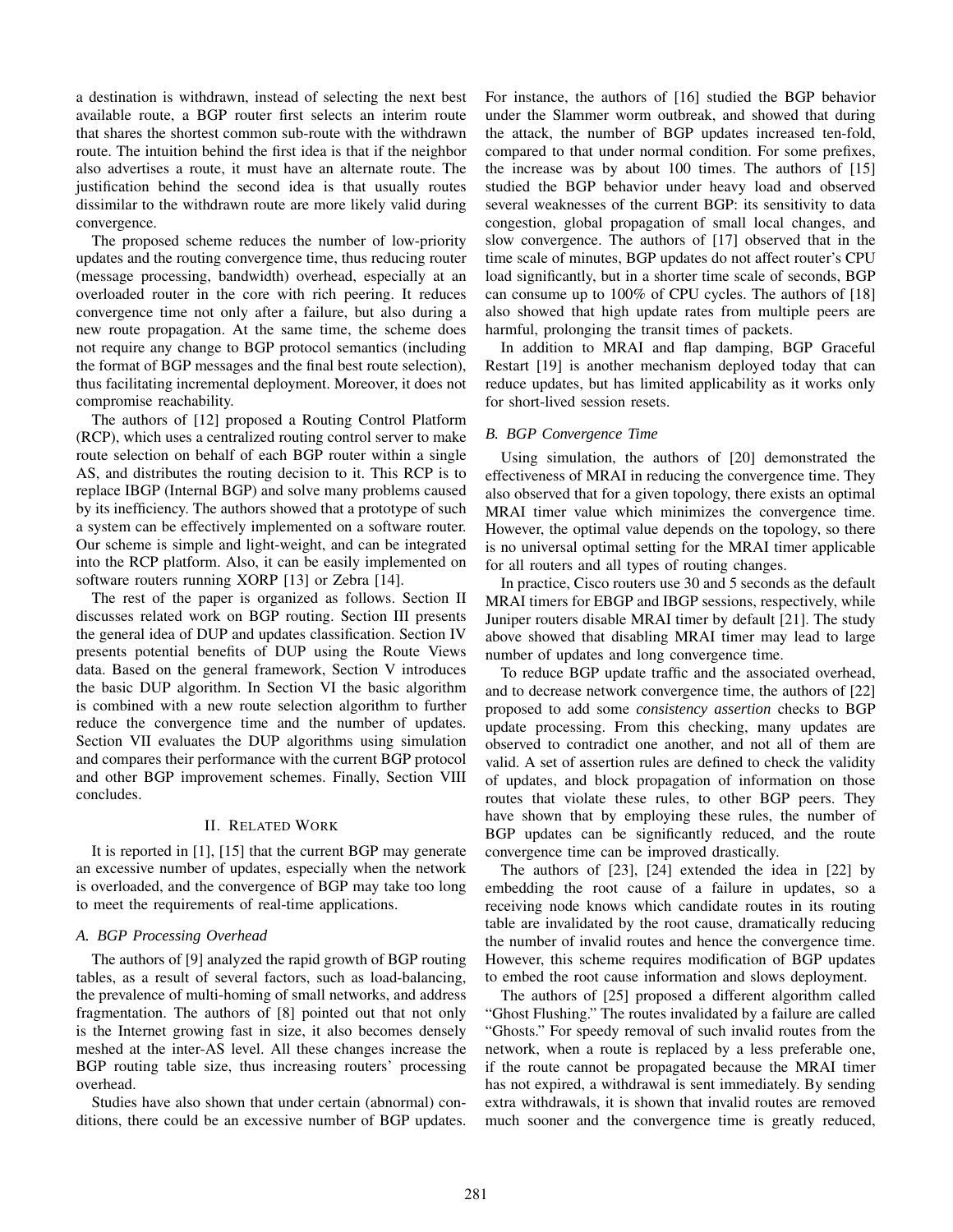a destination is withdrawn, instead of selecting the next best available route, a BGP router first selects an interim route that shares the shortest common sub-route with the withdrawn route. The intuition behind the first idea is that if the neighbor also advertises a route, it must have an alternate route. The justification behind the second idea is that usually routes dissimilar to the withdrawn route are more likely valid during convergence.

The proposed scheme reduces the number of low-priority updates and the routing convergence time, thus reducing router (message processing, bandwidth) overhead, especially at an overloaded router in the core with rich peering. It reduces convergence time not only after a failure, but also during a new route propagation. At the same time, the scheme does not require any change to BGP protocol semantics (including the format of BGP messages and the final best route selection), thus facilitating incremental deployment. Moreover, it does not compromise reachability.

The authors of [12] proposed a Routing Control Platform (RCP), which uses a centralized routing control server to make route selection on behalf of each BGP router within a single AS, and distributes the routing decision to it. This RCP is to replace IBGP (Internal BGP) and solve many problems caused by its inefficiency. The authors showed that a prototype of such a system can be effectively implemented on a software router. Our scheme is simple and light-weight, and can be integrated into the RCP platform. Also, it can be easily implemented on software routers running XORP [13] or Zebra [14].

The rest of the paper is organized as follows. Section II discusses related work on BGP routing. Section III presents the general idea of DUP and updates classification. Section IV presents potential benefits of DUP using the Route Views data. Based on the general framework, Section V introduces the basic DUP algorithm. In Section VI the basic algorithm is combined with a new route selection algorithm to further reduce the convergence time and the number of updates. Section VII evaluates the DUP algorithms using simulation and compares their performance with the current BGP protocol and other BGP improvement schemes. Finally, Section VIII concludes.

## II. Related Work

It is reported in [1], [15] that the current BGP may generate an excessive number of updates, especially when the network is overloaded, and the convergence of BGP may take too long to meet the requirements of real-time applications.

### A. BGP Processing Overhead

The authors of [9] analyzed the rapid growth of BGP routing tables, as a result of several factors, such as load-balancing, the prevalence of multi-homing of small networks, and address fragmentation. The authors of [8] pointed out that not only is the Internet growing fast in size, it also becomes densely meshed at the inter-AS level. All these changes increase the BGP routing table size, thus increasing routers' processing overhead.

Studies have also shown that under certain (abnormal) conditions, there could be an excessive number of BGP updates. For instance, the authors of [16] studied the BGP behavior under the Slammer worm outbreak, and showed that during the attack, the number of BGP updates increased ten-fold, compared to that under normal condition. For some prefixes, the increase was by about 100 times. The authors of [15] studied the BGP behavior under heavy load and observed several weaknesses of the current BGP: its sensitivity to data congestion, global propagation of small local changes, and slow convergence. The authors of [17] observed that in the time scale of minutes, BGP updates do not affect router's CPU load significantly, but in a shorter time scale of seconds, BGP can consume up to 100% of CPU cycles. The authors of [18] also showed that high update rates from multiple peers are harmful, prolonging the transit times of packets.

In addition to MRAI and flap damping, BGP Graceful Restart [19] is another mechanism deployed today that can reduce updates, but has limited applicability as it works only for short-lived session resets.

### B. BGP Convergence Time

Using simulation, the authors of [20] demonstrated the effectiveness of MRAI in reducing the convergence time. They also observed that for a given topology, there exists an optimal MRAI timer value which minimizes the convergence time. However, the optimal value depends on the topology, so there is no universal optimal setting for the MRAI timer applicable for all routers and all types of routing changes.

In practice, Cisco routers use 30 and 5 seconds as the default MRAI timers for EBGP and IBGP sessions, respectively, while Juniper routers disable MRAI timer by default [21]. The study above showed that disabling MRAI timer may lead to large number of updates and long convergence time.

To reduce BGP update traffic and the associated overhead, and to decrease network convergence time, the authors of [22] proposed to add some *consistency assertion* checks to BGP update processing. From this checking, many updates are observed to contradict one another, and not all of them are valid. A set of assertion rules are defined to check the validity of updates, and block propagation of information on those routes that violate these rules, to other BGP peers. They have shown that by employing these rules, the number of BGP updates can be significantly reduced, and the route convergence time can be improved drastically.

The authors of [23], [24] extended the idea in [22] by embedding the root cause of a failure in updates, so a receiving node knows which candidate routes in its routing table are invalidated by the root cause, dramatically reducing the number of invalid routes and hence the convergence time. However, this scheme requires modification of BGP updates to embed the root cause information and slows deployment.

The authors of [25] proposed a different algorithm called "Ghost Flushing." The routes invalidated by a failure are called "Ghosts." For speedy removal of such invalid routes from the network, when a route is replaced by a less preferable one, if the route cannot be propagated because the MRAI timer has not expired, a withdrawal is sent immediately. By sending extra withdrawals, it is shown that invalid routes are removed much sooner and the convergence time is greatly reduced,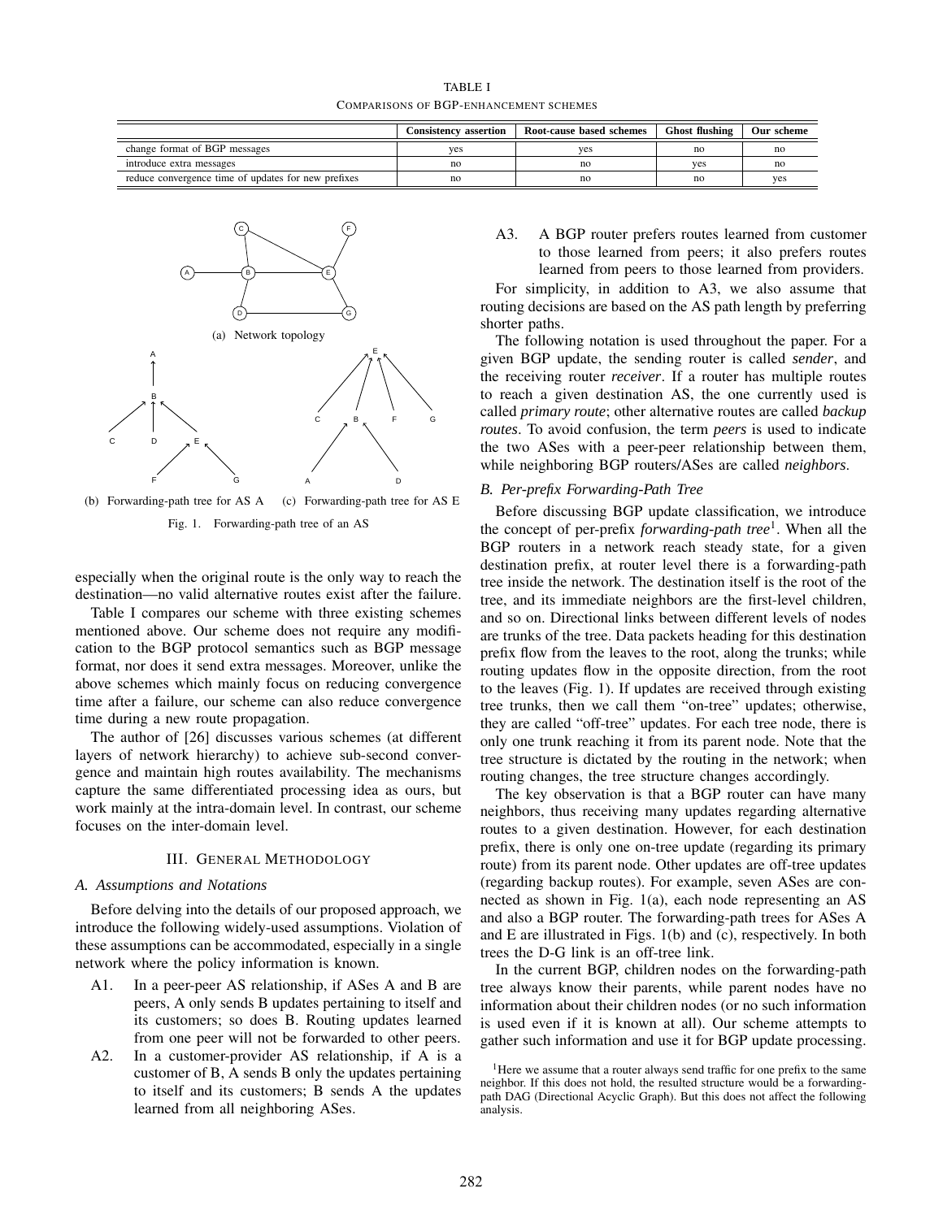TABLE I

COMPARISONS OF BGP-ENHANCEMENT SCHEMES

| | Consistency assertion | Root-cause based schemes | Ghost flushing | Our scheme |
|---|---|---|---|---|
| change format of BGP messages | yes | yes | no | no |
| introduce extra messages | no | no | yes | no |
| reduce convergence time of updates for new prefixes | no | no | no | yes |

(a) Network topology

(b) Forwarding-path tree for AS A

(c) Forwarding-path tree for AS E

Fig. 1. Forwarding-path tree of an AS

especially when the original route is the only way to reach the destination—no valid alternative routes exist after the failure.

Table I compares our scheme with three existing schemes mentioned above. Our scheme does not require any modification to the BGP protocol semantics such as BGP message format, nor does it send extra messages. Moreover, unlike the above schemes which mainly focus on reducing convergence time after a failure, our scheme can also reduce convergence time during a new route propagation.

The author of [26] discusses various schemes (at different layers of network hierarchy) to achieve sub-second convergence and maintain high routes availability. The mechanisms capture the same differentiated processing idea as ours, but work mainly at the intra-domain level. In contrast, our scheme focuses on the inter-domain level.

## III. GENERAL METHODOLOGY

### A. Assumptions and Notations

Before delving into the details of our proposed approach, we introduce the following widely-used assumptions. Violation of these assumptions can be accommodated, especially in a single network where the policy information is known.

- A1. In a peer-peer AS relationship, if ASes A and B are peers, A only sends B updates pertaining to itself and its customers; so does B. Routing updates learned from one peer will not be forwarded to other peers.
- A2. In a customer-provider AS relationship, if A is a customer of B, A sends B only the updates pertaining to itself and its customers; B sends A the updates learned from all neighboring ASes.
- A3. A BGP router prefers routes learned from customer to those learned from peers; it also prefers routes learned from peers to those learned from providers.

For simplicity, in addition to A3, we also assume that routing decisions are based on the AS path length by preferring shorter paths.

The following notation is used throughout the paper. For a given BGP update, the sending router is called *sender*, and the receiving router *receiver*. If a router has multiple routes to reach a given destination AS, the one currently used is called *primary route*; other alternative routes are called *backup routes*. To avoid confusion, the term *peers* is used to indicate the two ASes with a peer-peer relationship between them, while neighboring BGP routers/ASes are called *neighbors*.

### B. Per-prefix Forwarding-Path Tree

Before discussing BGP update classification, we introduce the concept of per-prefix *forwarding-path tree*[1]. When all the BGP routers in a network reach steady state, for a given destination prefix, at router level there is a forwarding-path tree inside the network. The destination itself is the root of the tree, and its immediate neighbors are the first-level children, and so on. Directional links between different levels of nodes are trunks of the tree. Data packets heading for this destination prefix flow from the leaves to the root, along the trunks; while routing updates flow in the opposite direction, from the root to the leaves (Fig. 1). If updates are received through existing tree trunks, then we call them "on-tree" updates; otherwise, they are called "off-tree" updates. For each tree node, there is only one trunk reaching it from its parent node. Note that the tree structure is dictated by the routing in the network; when routing changes, the tree structure changes accordingly.

The key observation is that a BGP router can have many neighbors, thus receiving many updates regarding alternative routes to a given destination. However, for each destination prefix, there is only one on-tree update (regarding its primary route) from its parent node. Other updates are off-tree updates (regarding backup routes). For example, seven ASes are connected as shown in Fig. 1(a), each node representing an AS and also a BGP router. The forwarding-path trees for ASes A and E are illustrated in Figs. 1(b) and (c), respectively. In both trees the D-G link is an off-tree link.

In the current BGP, children nodes on the forwarding-path tree always know their parents, while parent nodes have no information about their children nodes (or no such information is used even if it is known at all). Our scheme attempts to gather such information and use it for BGP update processing.

[1] Here we assume that a router always send traffic for one prefix to the same neighbor. If this does not hold, the resulted structure would be a forwarding-path DAG (Directional Acyclic Graph). But this does not affect the following analysis.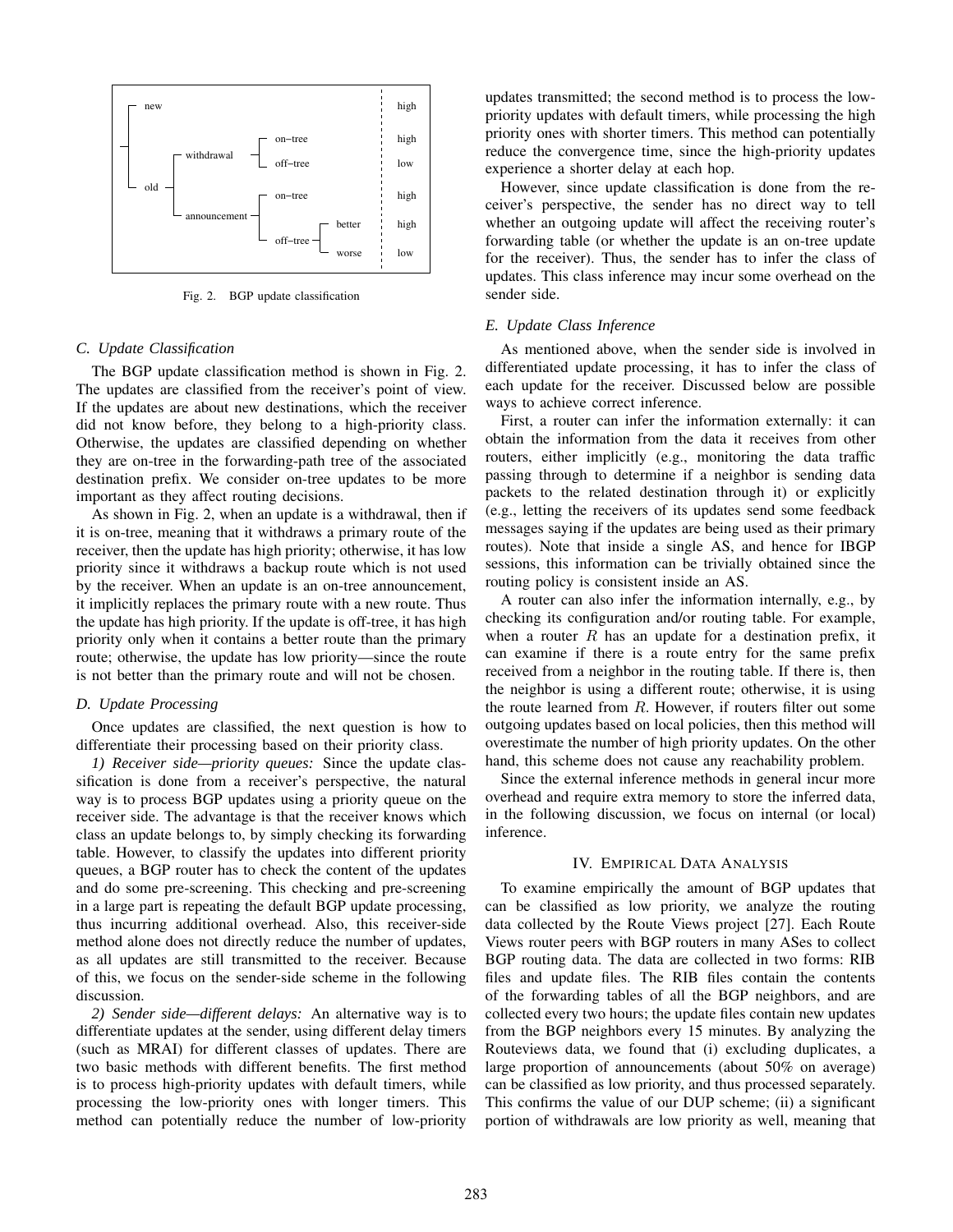new — high

old — withdrawal — on–tree — high

old — withdrawal — off–tree — low

old — announcement — on–tree — high

old — announcement — off–tree — better — high

old — announcement — off–tree — worse — low

Fig. 2. BGP update classification

### C. Update Classification

The BGP update classification method is shown in Fig. 2. The updates are classified from the receiver's point of view. If the updates are about new destinations, which the receiver did not know before, they belong to a high-priority class. Otherwise, the updates are classified depending on whether they are on-tree in the forwarding-path tree of the associated destination prefix. We consider on-tree updates to be more important as they affect routing decisions.

As shown in Fig. 2, when an update is a withdrawal, then if it is on-tree, meaning that it withdraws a primary route of the receiver, then the update has high priority; otherwise, it has low priority since it withdraws a backup route which is not used by the receiver. When an update is an on-tree announcement, it implicitly replaces the primary route with a new route. Thus the update has high priority. If the update is off-tree, it has high priority only when it contains a better route than the primary route; otherwise, the update has low priority—since the route is not better than the primary route and will not be chosen.

### D. Update Processing

Once updates are classified, the next question is how to differentiate their processing based on their priority class.

*1) Receiver side—priority queues:* Since the update classification is done from a receiver's perspective, the natural way is to process BGP updates using a priority queue on the receiver side. The advantage is that the receiver knows which class an update belongs to, by simply checking its forwarding table. However, to classify the updates into different priority queues, a BGP router has to check the content of the updates and do some pre-screening. This checking and pre-screening in a large part is repeating the default BGP update processing, thus incurring additional overhead. Also, this receiver-side method alone does not directly reduce the number of updates, as all updates are still transmitted to the receiver. Because of this, we focus on the sender-side scheme in the following discussion.

*2) Sender side—different delays:* An alternative way is to differentiate updates at the sender, using different delay timers (such as MRAI) for different classes of updates. There are two basic methods with different benefits. The first method is to process high-priority updates with default timers, while processing the low-priority ones with longer timers. This method can potentially reduce the number of low-priority updates transmitted; the second method is to process the low-priority updates with default timers, while processing the high priority ones with shorter timers. This method can potentially reduce the convergence time, since the high-priority updates experience a shorter delay at each hop.

However, since update classification is done from the receiver's perspective, the sender has no direct way to tell whether an outgoing update will affect the receiving router's forwarding table (or whether the update is an on-tree update for the receiver). Thus, the sender has to infer the class of updates. This class inference may incur some overhead on the sender side.

### E. Update Class Inference

As mentioned above, when the sender side is involved in differentiated update processing, it has to infer the class of each update for the receiver. Discussed below are possible ways to achieve correct inference.

First, a router can infer the information externally: it can obtain the information from the data it receives from other routers, either implicitly (e.g., monitoring the data traffic passing through to determine if a neighbor is sending data packets to the related destination through it) or explicitly (e.g., letting the receivers of its updates send some feedback messages saying if the updates are being used as their primary routes). Note that inside a single AS, and hence for IBGP sessions, this information can be trivially obtained since the routing policy is consistent inside an AS.

A router can also infer the information internally, e.g., by checking its configuration and/or routing table. For example, when a router $R$ has an update for a destination prefix, it can examine if there is a route entry for the same prefix received from a neighbor in the routing table. If there is, then the neighbor is using a different route; otherwise, it is using the route learned from $R$. However, if routers filter out some outgoing updates based on local policies, then this method will overestimate the number of high priority updates. On the other hand, this scheme does not cause any reachability problem.

Since the external inference methods in general incur more overhead and require extra memory to store the inferred data, in the following discussion, we focus on internal (or local) inference.

## IV. Empirical Data Analysis

To examine empirically the amount of BGP updates that can be classified as low priority, we analyze the routing data collected by the Route Views project [27]. Each Route Views router peers with BGP routers in many ASes to collect BGP routing data. The data are collected in two forms: RIB files and update files. The RIB files contain the contents of the forwarding tables of all the BGP neighbors, and are collected every two hours; the update files contain new updates from the BGP neighbors every 15 minutes. By analyzing the Routeviews data, we found that (i) excluding duplicates, a large proportion of announcements (about 50% on average) can be classified as low priority, and thus processed separately. This confirms the value of our DUP scheme; (ii) a significant portion of withdrawals are low priority as well, meaning that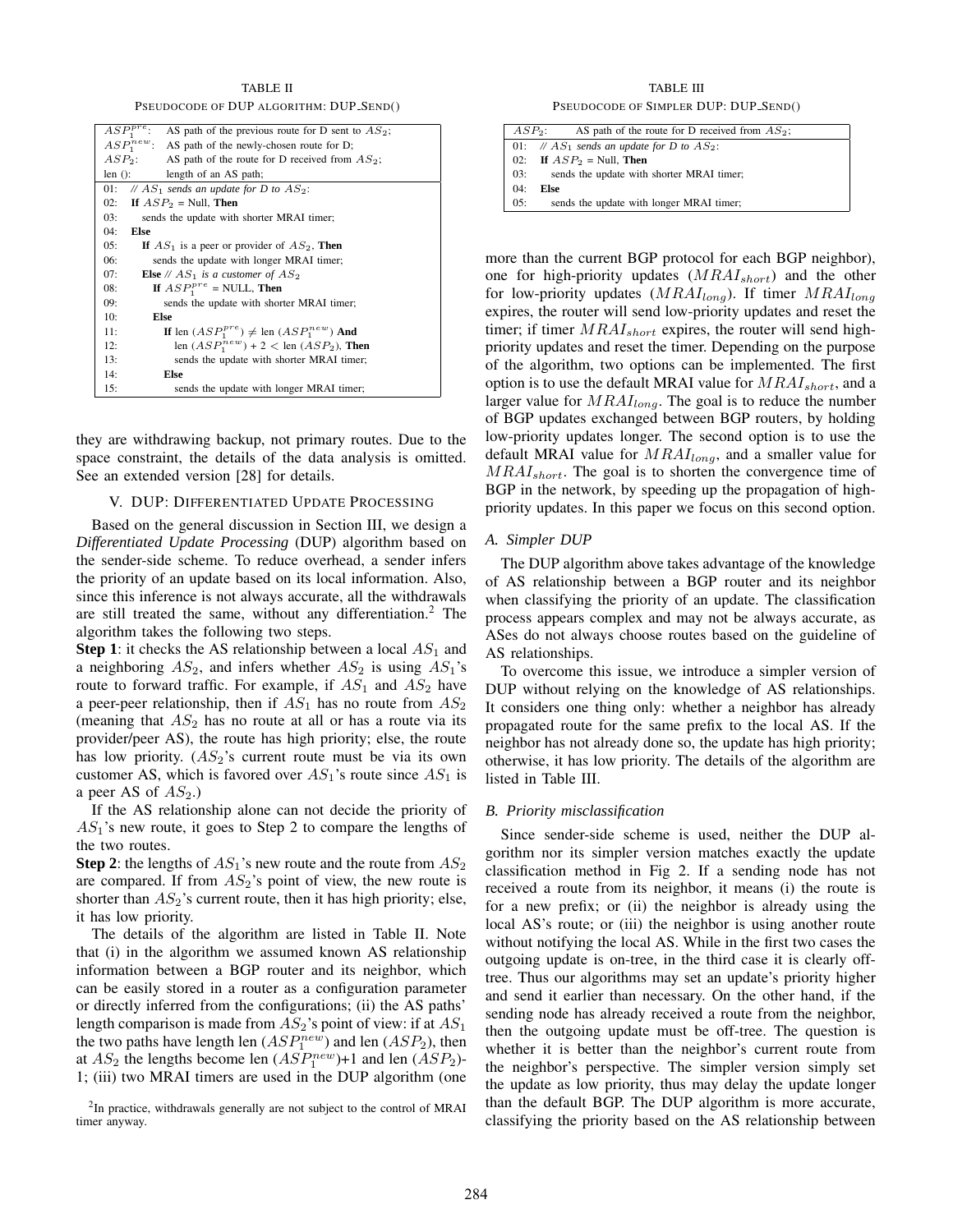TABLE II

PSEUDOCODE OF DUP ALGORITHM: DUP_SEND()

| | |
|---|---|
| $ASP_1^{pre}$: | AS path of the previous route for D sent to $AS_2$; |
| $ASP_1^{new}$: | AS path of the newly-chosen route for D; |
| $ASP_2$: | AS path of the route for D received from $AS_2$; |
| len (): | length of an AS path; |
| 01: | *// $AS_1$ sends an update for D to $AS_2$:* |
| 02: | **If** $ASP_2$ = Null, **Then** |
| 03: | sends the update with shorter MRAI timer; |
| 04: | **Else** |
| 05: | **If** $AS_1$ is a peer or provider of $AS_2$, **Then** |
| 06: | sends the update with longer MRAI timer; |
| 07: | **Else** *// $AS_1$ is a customer of $AS_2$* |
| 08: | **If** $ASP_1^{pre}$ = NULL, **Then** |
| 09: | sends the update with shorter MRAI timer; |
| 10: | **Else** |
| 11: | **If** len ($ASP_1^{pre}$) $\neq$ len ($ASP_1^{new}$) **And** |
| 12: | len ($ASP_1^{new}$) + 2 < len ($ASP_2$), **Then** |
| 13: | sends the update with shorter MRAI timer; |
| 14: | **Else** |
| 15: | sends the update with longer MRAI timer; |

they are withdrawing backup, not primary routes. Due to the space constraint, the details of the data analysis is omitted. See an extended version [28] for details.

## V. DUP: DIFFERENTIATED UPDATE PROCESSING

Based on the general discussion in Section III, we design a *Differentiated Update Processing* (DUP) algorithm based on the sender-side scheme. To reduce overhead, a sender infers the priority of an update based on its local information. Also, since this inference is not always accurate, all the withdrawals are still treated the same, without any differentiation.[2] The algorithm takes the following two steps.

**Step 1**: it checks the AS relationship between a local $AS_1$ and a neighboring $AS_2$, and infers whether $AS_2$ is using $AS_1$'s route to forward traffic. For example, if $AS_1$ and $AS_2$ have a peer-peer relationship, then if $AS_1$ has no route from $AS_2$ (meaning that $AS_2$ has no route at all or has a route via its provider/peer AS), the route has high priority; else, the route has low priority. ($AS_2$'s current route must be via its own customer AS, which is favored over $AS_1$'s route since $AS_1$ is a peer AS of $AS_2$.)

If the AS relationship alone can not decide the priority of $AS_1$'s new route, it goes to Step 2 to compare the lengths of the two routes.

**Step 2**: the lengths of $AS_1$'s new route and the route from $AS_2$ are compared. If from $AS_2$'s point of view, the new route is shorter than $AS_2$'s current route, then it has high priority; else, it has low priority.

The details of the algorithm are listed in Table II. Note that (i) in the algorithm we assumed known AS relationship information between a BGP router and its neighbor, which can be easily stored in a router as a configuration parameter or directly inferred from the configurations; (ii) the AS paths' length comparison is made from $AS_2$'s point of view: if at $AS_1$ the two paths have length len ($ASP_1^{new}$) and len ($ASP_2$), then at $AS_2$ the lengths become len ($ASP_1^{new}$)+1 and len ($ASP_2$)-1; (iii) two MRAI timers are used in the DUP algorithm (one more than the current BGP protocol for each BGP neighbor), one for high-priority updates ($MRAI_{short}$) and the other for low-priority updates ($MRAI_{long}$). If timer $MRAI_{long}$ expires, the router will send low-priority updates and reset the timer; if timer $MRAI_{short}$ expires, the router will send high-priority updates and reset the timer. Depending on the purpose of the algorithm, two options can be implemented. The first option is to use the default MRAI value for $MRAI_{short}$, and a larger value for $MRAI_{long}$. The goal is to reduce the number of BGP updates exchanged between BGP routers, by holding low-priority updates longer. The second option is to use the default MRAI value for $MRAI_{long}$, and a smaller value for $MRAI_{short}$. The goal is to shorten the convergence time of BGP in the network, by speeding up the propagation of high-priority updates. In this paper we focus on this second option.

[2] In practice, withdrawals generally are not subject to the control of MRAI timer anyway.

TABLE III

PSEUDOCODE OF SIMPLER DUP: DUP_SEND()

| | |
|---|---|
| $ASP_2$: | AS path of the route for D received from $AS_2$; |
| 01: | *// $AS_1$ sends an update for D to $AS_2$:* |
| 02: | **If** $ASP_2$ = Null, **Then** |
| 03: | sends the update with shorter MRAI timer; |
| 04: | **Else** |
| 05: | sends the update with longer MRAI timer; |

### A. Simpler DUP

The DUP algorithm above takes advantage of the knowledge of AS relationship between a BGP router and its neighbor when classifying the priority of an update. The classification process appears complex and may not be always accurate, as ASes do not always choose routes based on the guideline of AS relationships.

To overcome this issue, we introduce a simpler version of DUP without relying on the knowledge of AS relationships. It considers one thing only: whether a neighbor has already propagated route for the same prefix to the local AS. If the neighbor has not already done so, the update has high priority; otherwise, it has low priority. The details of the algorithm are listed in Table III.

### B. Priority misclassification

Since sender-side scheme is used, neither the DUP algorithm nor its simpler version matches exactly the update classification method in Fig 2. If a sending node has not received a route from its neighbor, it means (i) the route is for a new prefix; or (ii) the neighbor is already using the local AS's route; or (iii) the neighbor is using another route without notifying the local AS. While in the first two cases the outgoing update is on-tree, in the third case it is clearly off-tree. Thus our algorithms may set an update's priority higher and send it earlier than necessary. On the other hand, if the sending node has already received a route from the neighbor, then the outgoing update must be off-tree. The question is whether it is better than the neighbor's current route from the neighbor's perspective. The simpler version simply set the update as low priority, thus may delay the update longer than the default BGP. The DUP algorithm is more accurate, classifying the priority based on the AS relationship between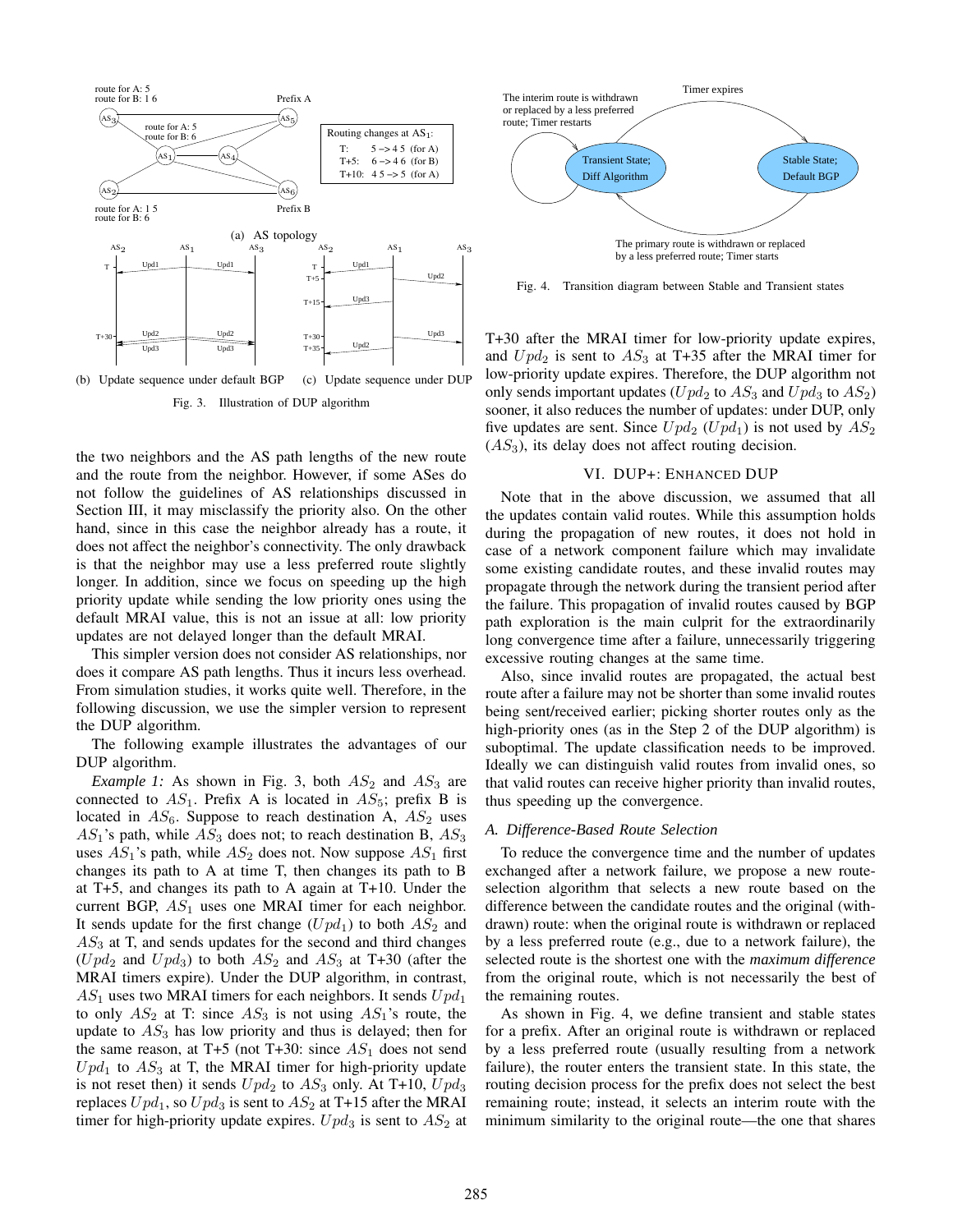Fig. 3. Illustration of DUP algorithm

(a) AS topology

(b) Update sequence under default BGP

(c) Update sequence under DUP

Fig. 4. Transition diagram between Stable and Transient states

the two neighbors and the AS path lengths of the new route and the route from the neighbor. However, if some ASes do not follow the guidelines of AS relationships discussed in Section III, it may misclassify the priority also. On the other hand, since in this case the neighbor already has a route, it does not affect the neighbor's connectivity. The only drawback is that the neighbor may use a less preferred route slightly longer. In addition, since we focus on speeding up the high priority update while sending the low priority ones using the default MRAI value, this is not an issue at all: low priority updates are not delayed longer than the default MRAI.

This simpler version does not consider AS relationships, nor does it compare AS path lengths. Thus it incurs less overhead. From simulation studies, it works quite well. Therefore, in the following discussion, we use the simpler version to represent the DUP algorithm.

The following example illustrates the advantages of our DUP algorithm.

*Example 1:* As shown in Fig. 3, both $AS_2$ and $AS_3$ are connected to $AS_1$. Prefix A is located in $AS_5$; prefix B is located in $AS_6$. Suppose to reach destination A, $AS_2$ uses $AS_1$'s path, while $AS_3$ does not; to reach destination B, $AS_3$ uses $AS_1$'s path, while $AS_2$ does not. Now suppose $AS_1$ first changes its path to A at time T, then changes its path to B at T+5, and changes its path to A again at T+10. Under the current BGP, $AS_1$ uses one MRAI timer for each neighbor. It sends update for the first change ($Upd_1$) to both $AS_2$ and $AS_3$ at T, and sends updates for the second and third changes ($Upd_2$ and $Upd_3$) to both $AS_2$ and $AS_3$ at T+30 (after the MRAI timers expire). Under the DUP algorithm, in contrast, $AS_1$ uses two MRAI timers for each neighbors. It sends $Upd_1$ to only $AS_2$ at T: since $AS_3$ is not using $AS_1$'s route, the update to $AS_3$ has low priority and thus is delayed; then for the same reason, at T+5 (not T+30: since $AS_1$ does not send $Upd_1$ to $AS_3$ at T, the MRAI timer for high-priority update is not reset then) it sends $Upd_2$ to $AS_3$ only. At T+10, $Upd_3$ replaces $Upd_1$, so $Upd_3$ is sent to $AS_2$ at T+15 after the MRAI timer for high-priority update expires. $Upd_3$ is sent to $AS_2$ at T+30 after the MRAI timer for low-priority update expires, and $Upd_2$ is sent to $AS_3$ at T+35 after the MRAI timer for low-priority update expires. Therefore, the DUP algorithm not only sends important updates ($Upd_2$ to $AS_3$ and $Upd_3$ to $AS_2$) sooner, it also reduces the number of updates: under DUP, only five updates are sent. Since $Upd_2$ ($Upd_1$) is not used by $AS_2$ ($AS_3$), its delay does not affect routing decision.

## VI. DUP+: Enhanced DUP

Note that in the above discussion, we assumed that all the updates contain valid routes. While this assumption holds during the propagation of new routes, it does not hold in case of a network component failure which may invalidate some existing candidate routes, and these invalid routes may propagate through the network during the transient period after the failure. This propagation of invalid routes caused by BGP path exploration is the main culprit for the extraordinarily long convergence time after a failure, unnecessarily triggering excessive routing changes at the same time.

Also, since invalid routes are propagated, the actual best route after a failure may not be shorter than some invalid routes being sent/received earlier; picking shorter routes only as the high-priority ones (as in the Step 2 of the DUP algorithm) is suboptimal. The update classification needs to be improved. Ideally we can distinguish valid routes from invalid ones, so that valid routes can receive higher priority than invalid routes, thus speeding up the convergence.

### A. Difference-Based Route Selection

To reduce the convergence time and the number of updates exchanged after a network failure, we propose a new route-selection algorithm that selects a new route based on the difference between the candidate routes and the original (with-drawn) route: when the original route is withdrawn or replaced by a less preferred route (e.g., due to a network failure), the selected route is the shortest one with the *maximum difference* from the original route, which is not necessarily the best of the remaining routes.

As shown in Fig. 4, we define transient and stable states for a prefix. After an original route is withdrawn or replaced by a less preferred route (usually resulting from a network failure), the router enters the transient state. In this state, the routing decision process for the prefix does not select the best remaining route; instead, it selects an interim route with the minimum similarity to the original route—the one that shares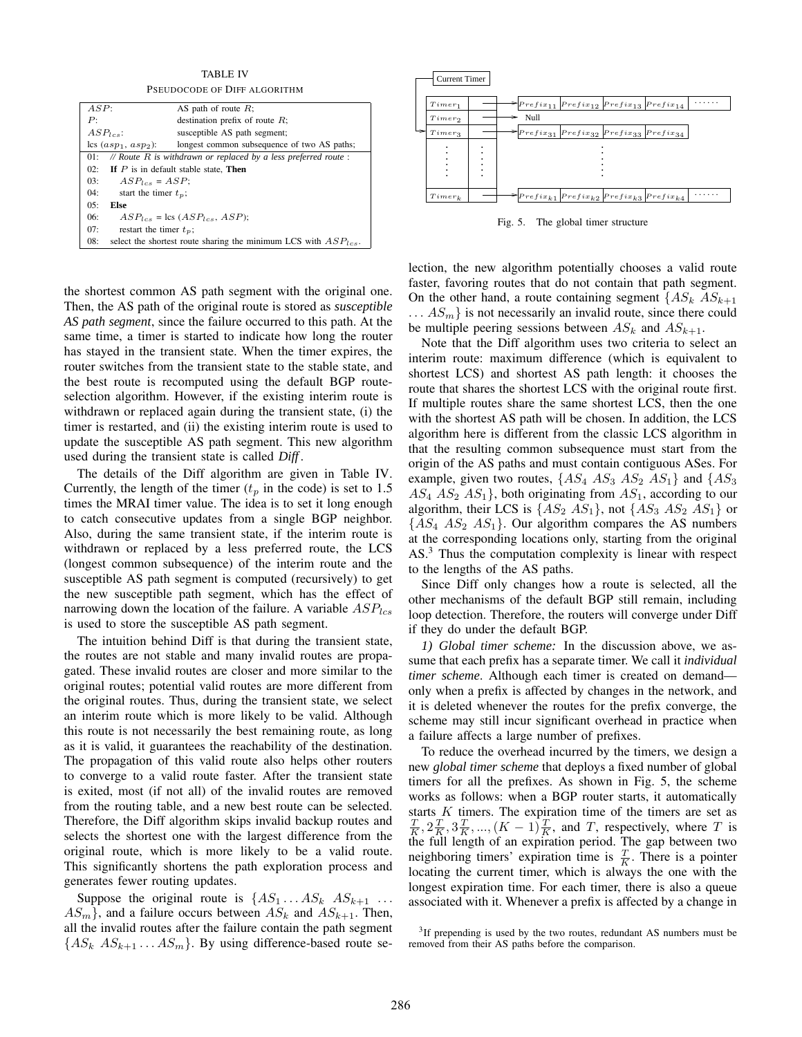TABLE IV
PSEUDOCODE OF DIFF ALGORITHM

| | |
|---|---|
| $ASP$: | AS path of route $R$; |
| $P$: | destination prefix of route $R$; |
| $ASP_{lcs}$: | susceptible AS path segment; |
| lcs ($asp_1$, $asp_2$): | longest common subsequence of two AS paths; |

```
01:  // Route R is withdrawn or replaced by a less preferred route :
02:  If P is in default stable state, Then
03:      ASP_lcs = ASP;
04:      start the timer t_p;
05:  Else
06:      ASP_lcs = lcs (ASP_lcs, ASP);
07:      restart the timer t_p;
08:  select the shortest route sharing the minimum LCS with ASP_lcs.
```

the shortest common AS path segment with the original one. Then, the AS path of the original route is stored as *susceptible AS path segment*, since the failure occurred to this path. At the same time, a timer is started to indicate how long the router has stayed in the transient state. When the timer expires, the router switches from the transient state to the stable state, and the best route is recomputed using the default BGP route-selection algorithm. However, if the existing interim route is withdrawn or replaced again during the transient state, (i) the timer is restarted, and (ii) the existing interim route is used to update the susceptible AS path segment. This new algorithm used during the transient state is called *Diff*.

The details of the Diff algorithm are given in Table IV. Currently, the length of the timer ($t_p$ in the code) is set to 1.5 times the MRAI timer value. The idea is to set it long enough to catch consecutive updates from a single BGP neighbor. Also, during the same transient state, if the interim route is withdrawn or replaced by a less preferred route, the LCS (longest common subsequence) of the interim route and the susceptible AS path segment is computed (recursively) to get the new susceptible path segment, which has the effect of narrowing down the location of the failure. A variable $ASP_{lcs}$ is used to store the susceptible AS path segment.

The intuition behind Diff is that during the transient state, the routes are not stable and many invalid routes are propagated. These invalid routes are closer and more similar to the original routes; potential valid routes are more different from the original routes. Thus, during the transient state, we select an interim route which is more likely to be valid. Although this route is not necessarily the best remaining route, as long as it is valid, it guarantees the reachability of the destination. The propagation of this valid route also helps other routers to converge to a valid route faster. After the transient state is exited, most (if not all) of the invalid routes are removed from the routing table, and a new best route can be selected. Therefore, the Diff algorithm skips invalid backup routes and selects the shortest one with the largest difference from the original route, which is more likely to be a valid route. This significantly shortens the path exploration process and generates fewer routing updates.

Suppose the original route is $\{AS_1 \ldots AS_k\ AS_{k+1} \ldots AS_m\}$, and a failure occurs between $AS_k$ and $AS_{k+1}$. Then, all the invalid routes after the failure contain the path segment $\{AS_k\ AS_{k+1} \ldots AS_m\}$. By using difference-based route selection, the new algorithm potentially chooses a valid route faster, favoring routes that do not contain that path segment. On the other hand, a route containing segment $\{AS_k\ AS_{k+1} \ldots AS_m\}$ is not necessarily an invalid route, since there could be multiple peering sessions between $AS_k$ and $AS_{k+1}$.

Note that the Diff algorithm uses two criteria to select an interim route: maximum difference (which is equivalent to shortest LCS) and shortest AS path length: it chooses the route that shares the shortest LCS with the original route first. If multiple routes share the same shortest LCS, then the one with the shortest AS path will be chosen. In addition, the LCS algorithm here is different from the classic LCS algorithm in that the resulting common subsequence must start from the origin of the AS paths and must contain contiguous ASes. For example, given two routes, $\{AS_4\ AS_3\ AS_2\ AS_1\}$ and $\{AS_3\ AS_4\ AS_2\ AS_1\}$, both originating from $AS_1$, according to our algorithm, their LCS is $\{AS_2\ AS_1\}$, not $\{AS_3\ AS_2\ AS_1\}$ or $\{AS_4\ AS_2\ AS_1\}$. Our algorithm compares the AS numbers at the corresponding locations only, starting from the original AS.[3] Thus the computation complexity is linear with respect to the lengths of the AS paths.

Since Diff only changes how a route is selected, all the other mechanisms of the default BGP still remain, including loop detection. Therefore, the routers will converge under Diff if they do under the default BGP.

*1) Global timer scheme:* In the discussion above, we assume that each prefix has a separate timer. We call it *individual timer scheme*. Although each timer is created on demand—only when a prefix is affected by changes in the network, and it is deleted whenever the routes for the prefix converge, the scheme may still incur significant overhead in practice when a failure affects a large number of prefixes.

To reduce the overhead incurred by the timers, we design a new *global timer scheme* that deploys a fixed number of global timers for all the prefixes. As shown in Fig. 5, the scheme works as follows: when a BGP router starts, it automatically starts $K$ timers. The expiration time of the timers are set as $\frac{T}{K}, 2\frac{T}{K}, 3\frac{T}{K}, ..., (K-1)\frac{T}{K}$, and $T$, respectively, where $T$ is the full length of an expiration period. The gap between two neighboring timers' expiration time is $\frac{T}{K}$. There is a pointer locating the current timer, which is always the one with the longest expiration time. For each timer, there is also a queue associated with it. Whenever a prefix is affected by a change in

Current Timer

| | | | | | |
|---|---|---|---|---|---|
| $Timer_1$ | → | $Prefix_{11}$ | $Prefix_{12}$ | $Prefix_{13}$ | $Prefix_{14}$ ...... |
| $Timer_2$ | → | Null | | | |
| $Timer_3$ | → | $Prefix_{31}$ | $Prefix_{32}$ | $Prefix_{33}$ | $Prefix_{34}$ |
| ⋮ | ⋮ | | ⋮ | | |
| $Timer_k$ | → | $Prefix_{k1}$ | $Prefix_{k2}$ | $Prefix_{k3}$ | $Prefix_{k4}$ ...... |

Fig. 5. The global timer structure

[3] If prepending is used by the two routes, redundant AS numbers must be removed from their AS paths before the comparison.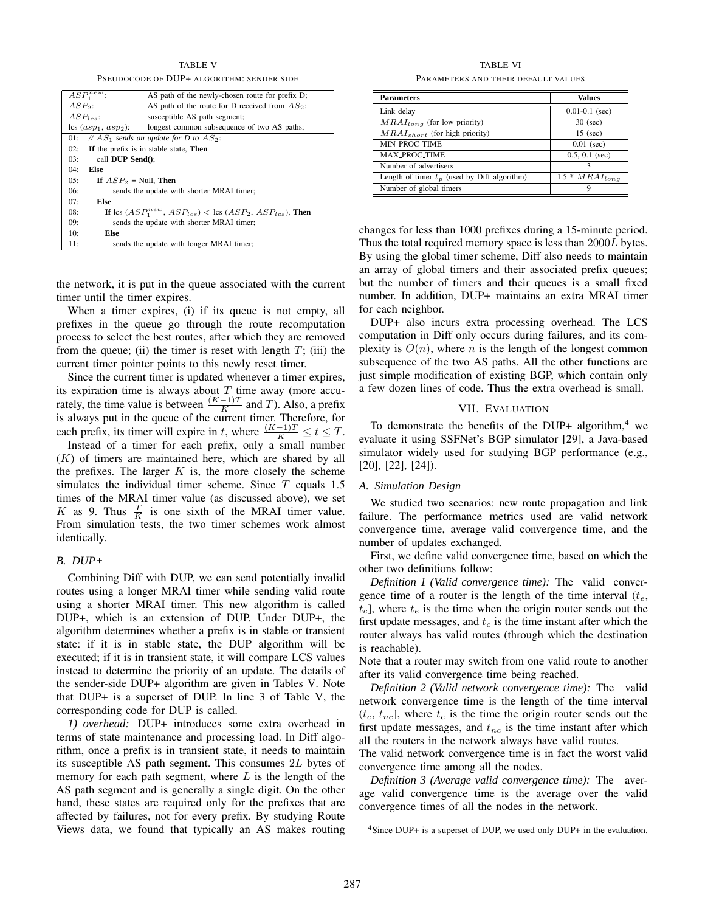TABLE V

PSEUDOCODE OF DUP+ ALGORITHM: SENDER SIDE

| | |
|---|---|
| $ASP_1^{new}$: | AS path of the newly-chosen route for prefix D; |
| $ASP_2$: | AS path of the route for D received from $AS_2$; |
| $ASP_{lcs}$: | susceptible AS path segment; |
| lcs ($asp_1$, $asp_2$): | longest common subsequence of two AS paths; |

```
01:  // AS_1 sends an update for D to AS_2:
02:  If the prefix is in stable state, Then
03:      call DUP_Send();
04:  Else
05:      If ASP_2 = Null, Then
06:          sends the update with shorter MRAI timer;
07:      Else
08:          If lcs (ASP_1^new, ASP_lcs) < lcs (ASP_2, ASP_lcs), Then
09:              sends the update with shorter MRAI timer;
10:          Else
11:              sends the update with longer MRAI timer;
```

the network, it is put in the queue associated with the current timer until the timer expires.

When a timer expires, (i) if its queue is not empty, all prefixes in the queue go through the route recomputation process to select the best routes, after which they are removed from the queue; (ii) the timer is reset with length $T$; (iii) the current timer pointer points to this newly reset timer.

Since the current timer is updated whenever a timer expires, its expiration time is always about $T$ time away (more accurately, the time value is between $\frac{(K-1)T}{K}$ and $T$). Also, a prefix is always put in the queue of the current timer. Therefore, for each prefix, its timer will expire in $t$, where $\frac{(K-1)T}{K} \leq t \leq T$.

Instead of a timer for each prefix, only a small number ($K$) of timers are maintained here, which are shared by all the prefixes. The larger $K$ is, the more closely the scheme simulates the individual timer scheme. Since $T$ equals 1.5 times of the MRAI timer value (as discussed above), we set $K$ as 9. Thus $\frac{T}{K}$ is one sixth of the MRAI timer value. From simulation tests, the two timer schemes work almost identically.

### B. DUP+

Combining Diff with DUP, we can send potentially invalid routes using a longer MRAI timer while sending valid route using a shorter MRAI timer. This new algorithm is called DUP+, which is an extension of DUP. Under DUP+, the algorithm determines whether a prefix is in stable or transient state: if it is in stable state, the DUP algorithm will be executed; if it is in transient state, it will compare LCS values instead to determine the priority of an update. The details of the sender-side DUP+ algorithm are given in Tables V. Note that DUP+ is a superset of DUP. In line 3 of Table V, the corresponding code for DUP is called.

*1) overhead:* DUP+ introduces some extra overhead in terms of state maintenance and processing load. In Diff algorithm, once a prefix is in transient state, it needs to maintain its susceptible AS path segment. This consumes $2L$ bytes of memory for each path segment, where $L$ is the length of the AS path segment and is generally a single digit. On the other hand, these states are required only for the prefixes that are affected by failures, not for every prefix. By studying Route Views data, we found that typically an AS makes routing changes for less than 1000 prefixes during a 15-minute period. Thus the total required memory space is less than $2000L$ bytes. By using the global timer scheme, Diff also needs to maintain an array of global timers and their associated prefix queues; but the number of timers and their queues is a small fixed number. In addition, DUP+ maintains an extra MRAI timer for each neighbor.

DUP+ also incurs extra processing overhead. The LCS computation in Diff only occurs during failures, and its complexity is $O(n)$, where $n$ is the length of the longest common subsequence of the two AS paths. All the other functions are just simple modification of existing BGP, which contain only a few dozen lines of code. Thus the extra overhead is small.

TABLE VI

PARAMETERS AND THEIR DEFAULT VALUES

| Parameters | Values |
|---|---|
| Link delay | 0.01-0.1 (sec) |
| $MRAI_{long}$ (for low priority) | 30 (sec) |
| $MRAI_{short}$ (for high priority) | 15 (sec) |
| MIN_PROC_TIME | 0.01 (sec) |
| MAX_PROC_TIME | 0.5, 0.1 (sec) |
| Number of advertisers | 3 |
| Length of timer $t_p$ (used by Diff algorithm) | 1.5 * $MRAI_{long}$ |
| Number of global timers | 9 |

## VII. Evaluation

To demonstrate the benefits of the DUP+ algorithm,[4] we evaluate it using SSFNet's BGP simulator [29], a Java-based simulator widely used for studying BGP performance (e.g., [20], [22], [24]).

### A. Simulation Design

We studied two scenarios: new route propagation and link failure. The performance metrics used are valid network convergence time, average valid convergence time, and the number of updates exchanged.

First, we define valid convergence time, based on which the other two definitions follow:

*Definition 1 (Valid convergence time):* The valid convergence time of a router is the length of the time interval ($t_e$, $t_c$], where $t_e$ is the time when the origin router sends out the first update messages, and $t_c$ is the time instant after which the router always has valid routes (through which the destination is reachable).

Note that a router may switch from one valid route to another after its valid convergence time being reached.

*Definition 2 (Valid network convergence time):* The valid network convergence time is the length of the time interval ($t_e$, $t_{nc}$], where $t_e$ is the time the origin router sends out the first update messages, and $t_{nc}$ is the time instant after which all the routers in the network always have valid routes.

The valid network convergence time is in fact the worst valid convergence time among all the nodes.

*Definition 3 (Average valid convergence time):* The average valid convergence time is the average over the valid convergence times of all the nodes in the network.

[4] Since DUP+ is a superset of DUP, we used only DUP+ in the evaluation.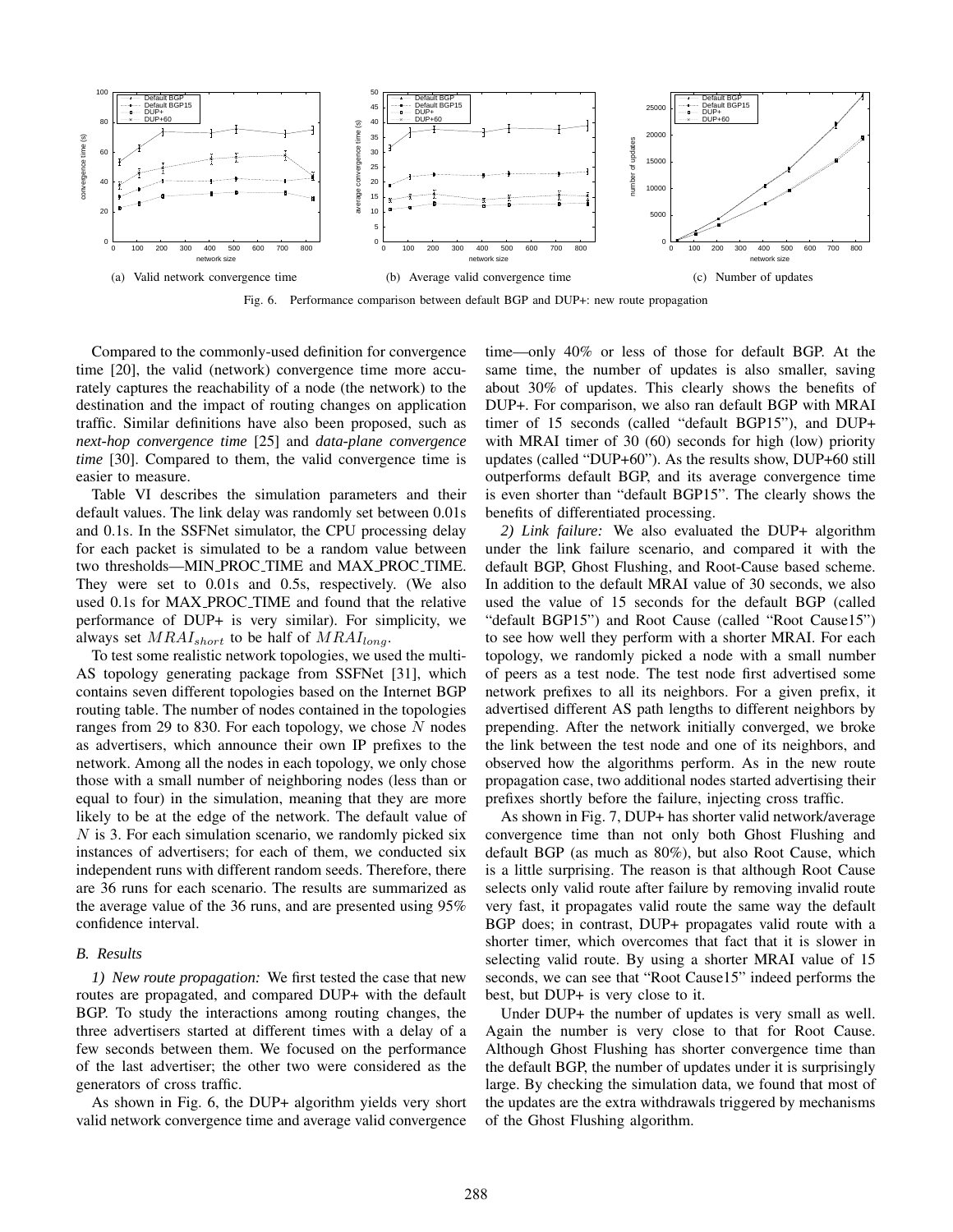(a) Valid network convergence time

(b) Average valid convergence time

(c) Number of updates

Fig. 6. Performance comparison between default BGP and DUP+: new route propagation

Compared to the commonly-used definition for convergence time [20], the valid (network) convergence time more accurately captures the reachability of a node (the network) to the destination and the impact of routing changes on application traffic. Similar definitions have also been proposed, such as *next-hop convergence time* [25] and *data-plane convergence time* [30]. Compared to them, the valid convergence time is easier to measure.

Table VI describes the simulation parameters and their default values. The link delay was randomly set between 0.01s and 0.1s. In the SSFNet simulator, the CPU processing delay for each packet is simulated to be a random value between two thresholds—MIN_PROC_TIME and MAX_PROC_TIME. They were set to 0.01s and 0.5s, respectively. (We also used 0.1s for MAX_PROC_TIME and found that the relative performance of DUP+ is very similar). For simplicity, we always set $MRAI_{short}$ to be half of $MRAI_{long}$.

To test some realistic network topologies, we used the multi-AS topology generating package from SSFNet [31], which contains seven different topologies based on the Internet BGP routing table. The number of nodes contained in the topologies ranges from 29 to 830. For each topology, we chose $N$ nodes as advertisers, which announce their own IP prefixes to the network. Among all the nodes in each topology, we only chose those with a small number of neighboring nodes (less than or equal to four) in the simulation, meaning that they are more likely to be at the edge of the network. The default value of $N$ is 3. For each simulation scenario, we randomly picked six instances of advertisers; for each of them, we conducted six independent runs with different random seeds. Therefore, there are 36 runs for each scenario. The results are summarized as the average value of the 36 runs, and are presented using 95% confidence interval.

### *B. Results*

*1) New route propagation:* We first tested the case that new routes are propagated, and compared DUP+ with the default BGP. To study the interactions among routing changes, the three advertisers started at different times with a delay of a few seconds between them. We focused on the performance of the last advertiser; the other two were considered as the generators of cross traffic.

As shown in Fig. 6, the DUP+ algorithm yields very short valid network convergence time and average valid convergence time—only 40% or less of those for default BGP. At the same time, the number of updates is also smaller, saving about 30% of updates. This clearly shows the benefits of DUP+. For comparison, we also ran default BGP with MRAI timer of 15 seconds (called "default BGP15"), and DUP+ with MRAI timer of 30 (60) seconds for high (low) priority updates (called "DUP+60"). As the results show, DUP+60 still outperforms default BGP, and its average convergence time is even shorter than "default BGP15". The clearly shows the benefits of differentiated processing.

*2) Link failure:* We also evaluated the DUP+ algorithm under the link failure scenario, and compared it with the default BGP, Ghost Flushing, and Root-Cause based scheme. In addition to the default MRAI value of 30 seconds, we also used the value of 15 seconds for the default BGP (called "default BGP15") and Root Cause (called "Root Cause15") to see how well they perform with a shorter MRAI. For each topology, we randomly picked a node with a small number of peers as a test node. The test node first advertised some network prefixes to all its neighbors. For a given prefix, it advertised different AS path lengths to different neighbors by prepending. After the network initially converged, we broke the link between the test node and one of its neighbors, and observed how the algorithms perform. As in the new route propagation case, two additional nodes started advertising their prefixes shortly before the failure, injecting cross traffic.

As shown in Fig. 7, DUP+ has shorter valid network/average convergence time than not only both Ghost Flushing and default BGP (as much as 80%), but also Root Cause, which is a little surprising. The reason is that although Root Cause selects only valid route after failure by removing invalid route very fast, it propagates valid route the same way the default BGP does; in contrast, DUP+ propagates valid route with a shorter timer, which overcomes that fact that it is slower in selecting valid route. By using a shorter MRAI value of 15 seconds, we can see that "Root Cause15" indeed performs the best, but DUP+ is very close to it.

Under DUP+ the number of updates is very small as well. Again the number is very close to that for Root Cause. Although Ghost Flushing has shorter convergence time than the default BGP, the number of updates under it is surprisingly large. By checking the simulation data, we found that most of the updates are the extra withdrawals triggered by mechanisms of the Ghost Flushing algorithm.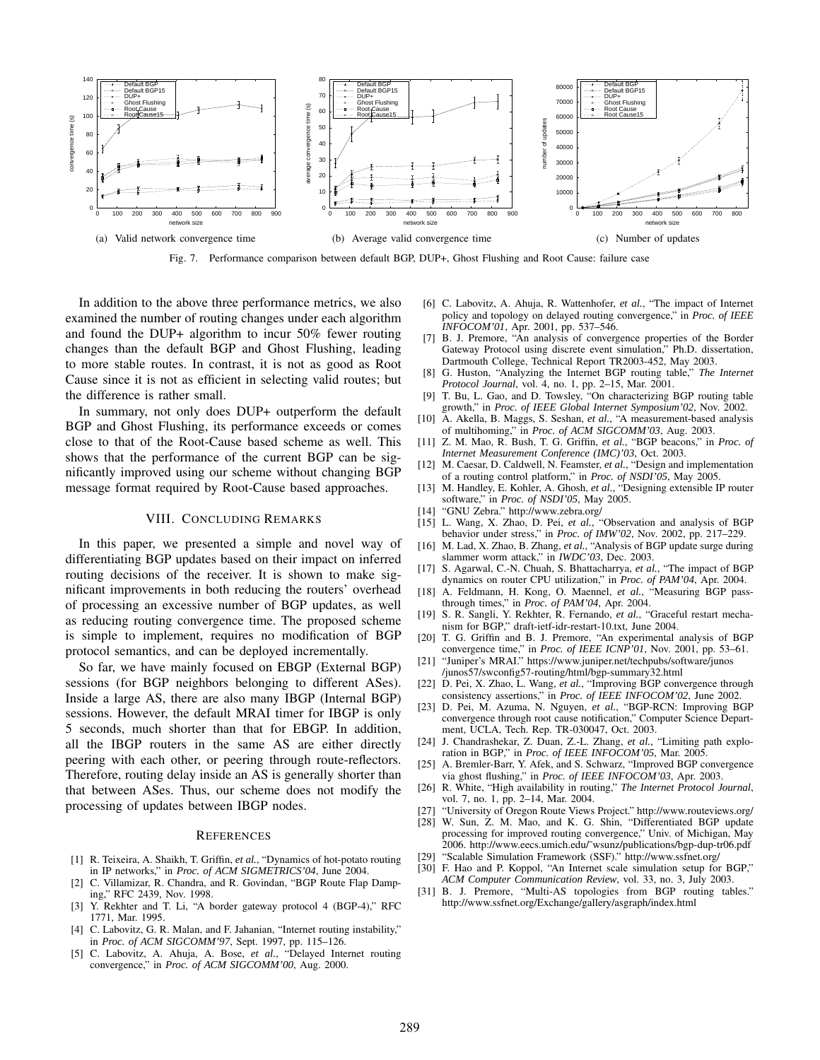140
120
100
80
60
40
20
0
0 100 200 300 400 500 600 700 800 900
network size
convergence time (s)
Default BGP
Default BGP15
DUP+
Ghost Flushing
Root Cause
Root Cause15

(a) Valid network convergence time

80
70
60
50
40
30
20
10
0
0 100 200 300 400 500 600 700 800 900
network size
average convergence time (s)
Default BGP
Default BGP15
DUP+
Ghost Flushing
Root Cause
Root Cause15

(b) Average valid convergence time

80000
70000
60000
50000
40000
30000
20000
10000
0
0 100 200 300 400 500 600 700 800
network size
number of updates
Default BGP
Default BGP15
DUP+
Ghost Flushing
Root Cause
Root Cause15

(c) Number of updates

Fig. 7. Performance comparison between default BGP, DUP+, Ghost Flushing and Root Cause: failure case

In addition to the above three performance metrics, we also examined the number of routing changes under each algorithm and found the DUP+ algorithm to incur 50% fewer routing changes than the default BGP and Ghost Flushing, leading to more stable routes. In contrast, it is not as good as Root Cause since it is not as efficient in selecting valid routes; but the difference is rather small.

In summary, not only does DUP+ outperform the default BGP and Ghost Flushing, its performance exceeds or comes close to that of the Root-Cause based scheme as well. This shows that the performance of the current BGP can be significantly improved using our scheme without changing BGP message format required by Root-Cause based approaches.

## VIII. Concluding Remarks

In this paper, we presented a simple and novel way of differentiating BGP updates based on their impact on inferred routing decisions of the receiver. It is shown to make significant improvements in both reducing the routers' overhead of processing an excessive number of BGP updates, as well as reducing routing convergence time. The proposed scheme is simple to implement, requires no modification of BGP protocol semantics, and can be deployed incrementally.

So far, we have mainly focused on EBGP (External BGP) sessions (for BGP neighbors belonging to different ASes). Inside a large AS, there are also many IBGP (Internal BGP) sessions. However, the default MRAI timer for IBGP is only 5 seconds, much shorter than that for EBGP. In addition, all the IBGP routers in the same AS are either directly peering with each other, or peering through route-reflectors. Therefore, routing delay inside an AS is generally shorter than that between ASes. Thus, our scheme does not modify the processing of updates between IBGP nodes.

## References

[1] R. Teixeira, A. Shaikh, T. Griffin, *et al.*, "Dynamics of hot-potato routing in IP networks," in *Proc. of ACM SIGMETRICS'04*, June 2004.

[2] C. Villamizar, R. Chandra, and R. Govindan, "BGP Route Flap Damping," RFC 2439, Nov. 1998.

[3] Y. Rekhter and T. Li, "A border gateway protocol 4 (BGP-4)," RFC 1771, Mar. 1995.

[4] C. Labovitz, G. R. Malan, and F. Jahanian, "Internet routing instability," in *Proc. of ACM SIGCOMM'97*, Sept. 1997, pp. 115–126.

[5] C. Labovitz, A. Ahuja, A. Bose, *et al.*, "Delayed Internet routing convergence," in *Proc. of ACM SIGCOMM'00*, Aug. 2000.

[6] C. Labovitz, A. Ahuja, R. Wattenhofer, *et al.*, "The impact of Internet policy and topology on delayed routing convergence," in *Proc. of IEEE INFOCOM'01*, Apr. 2001, pp. 537–546.

[7] B. J. Premore, "An analysis of convergence properties of the Border Gateway Protocol using discrete event simulation," Ph.D. dissertation, Dartmouth College, Technical Report TR2003-452, May 2003.

[8] G. Huston, "Analyzing the Internet BGP routing table," *The Internet Protocol Journal*, vol. 4, no. 1, pp. 2–15, Mar. 2001.

[9] T. Bu, L. Gao, and D. Towsley, "On characterizing BGP routing table growth," in *Proc. of IEEE Global Internet Symposium'02*, Nov. 2002.

[10] A. Akella, B. Maggs, S. Seshan, *et al.*, "A measurement-based analysis of multihoming," in *Proc. of ACM SIGCOMM'03*, Aug. 2003.

[11] Z. M. Mao, R. Bush, T. G. Griffin, *et al.*, "BGP beacons," in *Proc. of Internet Measurement Conference (IMC)'03*, Oct. 2003.

[12] M. Caesar, D. Caldwell, N. Feamster, *et al.*, "Design and implementation of a routing control platform," in *Proc. of NSDI'05*, May 2005.

[13] M. Handley, E. Kohler, A. Ghosh, *et al.*, "Designing extensible IP router software," in *Proc. of NSDI'05*, May 2005.

[14] "GNU Zebra." http://www.zebra.org/

[15] L. Wang, X. Zhao, D. Pei, *et al.*, "Observation and analysis of BGP behavior under stress," in *Proc. of IMW'02*, Nov. 2002, pp. 217–229.

[16] M. Lad, X. Zhao, B. Zhang, *et al.*, "Analysis of BGP update surge during slammer worm attack," in *IWDC'03*, Dec. 2003.

[17] S. Agarwal, C.-N. Chuah, S. Bhattacharrya, *et al.*, "The impact of BGP dynamics on router CPU utilization," in *Proc. of PAM'04*, Apr. 2004.

[18] A. Feldmann, H. Kong, O. Maennel, *et al.*, "Measuring BGP pass-through times," in *Proc. of PAM'04*, Apr. 2004.

[19] S. R. Sangli, Y. Rekhter, R. Fernando, *et al.*, "Graceful restart mechanism for BGP," draft-ietf-idr-restart-10.txt, June 2004.

[20] T. G. Griffin and B. J. Premore, "An experimental analysis of BGP convergence time," in *Proc. of IEEE ICNP'01*, Nov. 2001, pp. 53–61.

[21] "Juniper's MRAI." https://www.juniper.net/techpubs/software/junos/junos57/swconfig57-routing/html/bgp-summary32.html

[22] D. Pei, X. Zhao, L. Wang, *et al.*, "Improving BGP convergence through consistency assertions," in *Proc. of IEEE INFOCOM'02*, June 2002.

[23] D. Pei, M. Azuma, N. Nguyen, *et al.*, "BGP-RCN: Improving BGP convergence through root cause notification," Computer Science Department, UCLA, Tech. Rep. TR-030047, Oct. 2003.

[24] J. Chandrashekar, Z. Duan, Z.-L. Zhang, *et al.*, "Limiting path exploration in BGP," in *Proc. of IEEE INFOCOM'05*, Mar. 2005.

[25] A. Bremler-Barr, Y. Afek, and S. Schwarz, "Improved BGP convergence via ghost flushing," in *Proc. of IEEE INFOCOM'03*, Apr. 2003.

[26] R. White, "High availability in routing," *The Internet Protocol Journal*, vol. 7, no. 1, pp. 2–14, Mar. 2004.

[27] "University of Oregon Route Views Project." http://www.routeviews.org/

[28] W. Sun, Z. M. Mao, and K. G. Shin, "Differentiated BGP update processing for improved routing convergence," Univ. of Michigan, May 2006. http://www.eecs.umich.edu/~wsunz/publications/bgp-dup-tr06.pdf

[29] "Scalable Simulation Framework (SSF)." http://www.ssfnet.org/

[30] F. Hao and P. Koppol, "An Internet scale simulation setup for BGP," *ACM Computer Communication Review*, vol. 33, no. 3, July 2003.

[31] B. J. Premore, "Multi-AS topologies from BGP routing tables." http://www.ssfnet.org/Exchange/gallery/asgraph/index.html